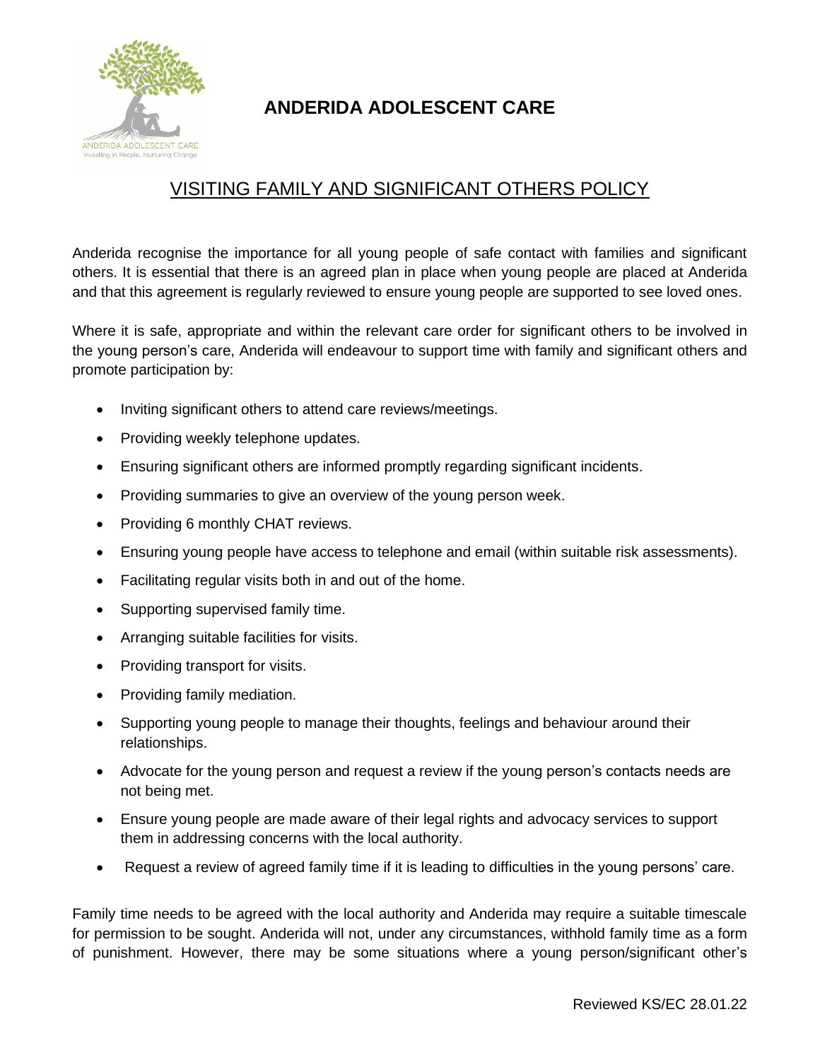# ANDERIDA ADOLESCENT CARE

## VISITING FAMILY AND SIGNIFICANT OTHERS POLICY

Anderida recognise the importance for all young people of safe contact with families and significant others. It is essential that there is an agreed plan in place when young people are placed at Anderida and that this agreement is regularly reviewed to ensure young people are supported to see loved ones.

Where it is safe, appropriate and within the relevant care order for significant others to be involved in the young person's care, Anderida will endeavour to support time with family and significant others and promote participation by:

- Inviting significant others to attend care reviews/meetings.
- Providing weekly telephone updates.
- Ensuring significant others are informed promptly regarding significant incidents.
- Providing summaries to give an overview of the young person week.
- Providing 6 monthly CHAT reviews.
- Ensuring young people have access to telephone and email (within suitable risk assessments).
- Facilitating regular visits both in and out of the home.
- Supporting supervised family time.
- Arranging suitable facilities for visits.
- Providing transport for visits.
- Providing family mediation.
- Supporting young people to manage their thoughts, feelings and behaviour around their relationships.
- Advocate for the young person and request a review if the young person's contacts needs are not being met.
- Ensure young people are made aware of their legal rights and advocacy services to support them in addressing concerns with the local authority.
- Request a review of agreed family time if it is leading to difficulties in the young persons' care.

Family time needs to be agreed with the local authority and Anderida may require a suitable timescale for permission to be sought. Anderida will not, under any circumstances, withhold family time as a form of punishment. However, there may be some situations where a young person/significant other's

Reviewed KS/EC 28.01.22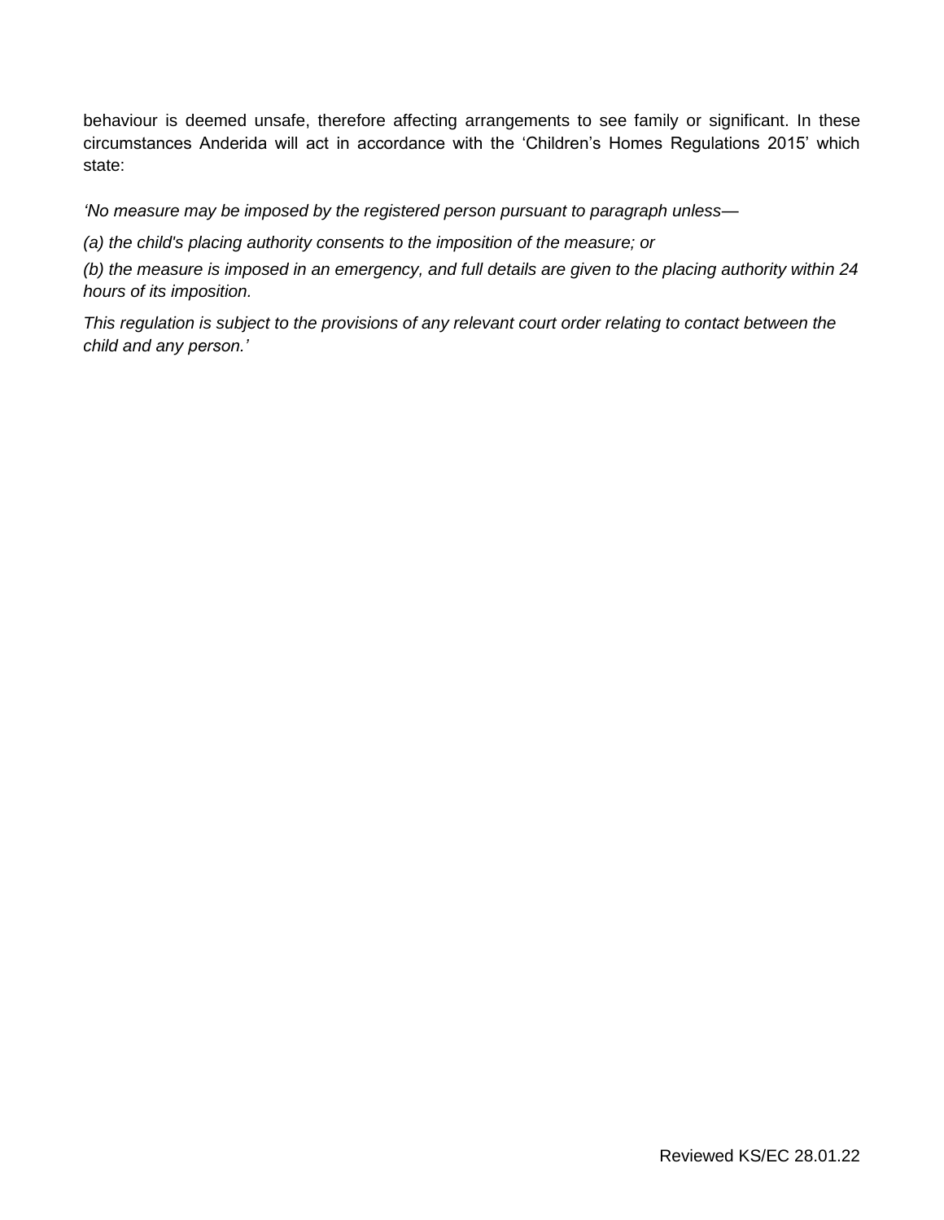behaviour is deemed unsafe, therefore affecting arrangements to see family or significant. In these circumstances Anderida will act in accordance with the 'Children's Homes Regulations 2015' which state:

*'No measure may be imposed by the registered person pursuant to paragraph unless—*

*(a) the child's placing authority consents to the imposition of the measure; or*

*(b) the measure is imposed in an emergency, and full details are given to the placing authority within 24 hours of its imposition.*

*This regulation is subject to the provisions of any relevant court order relating to contact between the child and any person.'*

Reviewed KS/EC 28.01.22